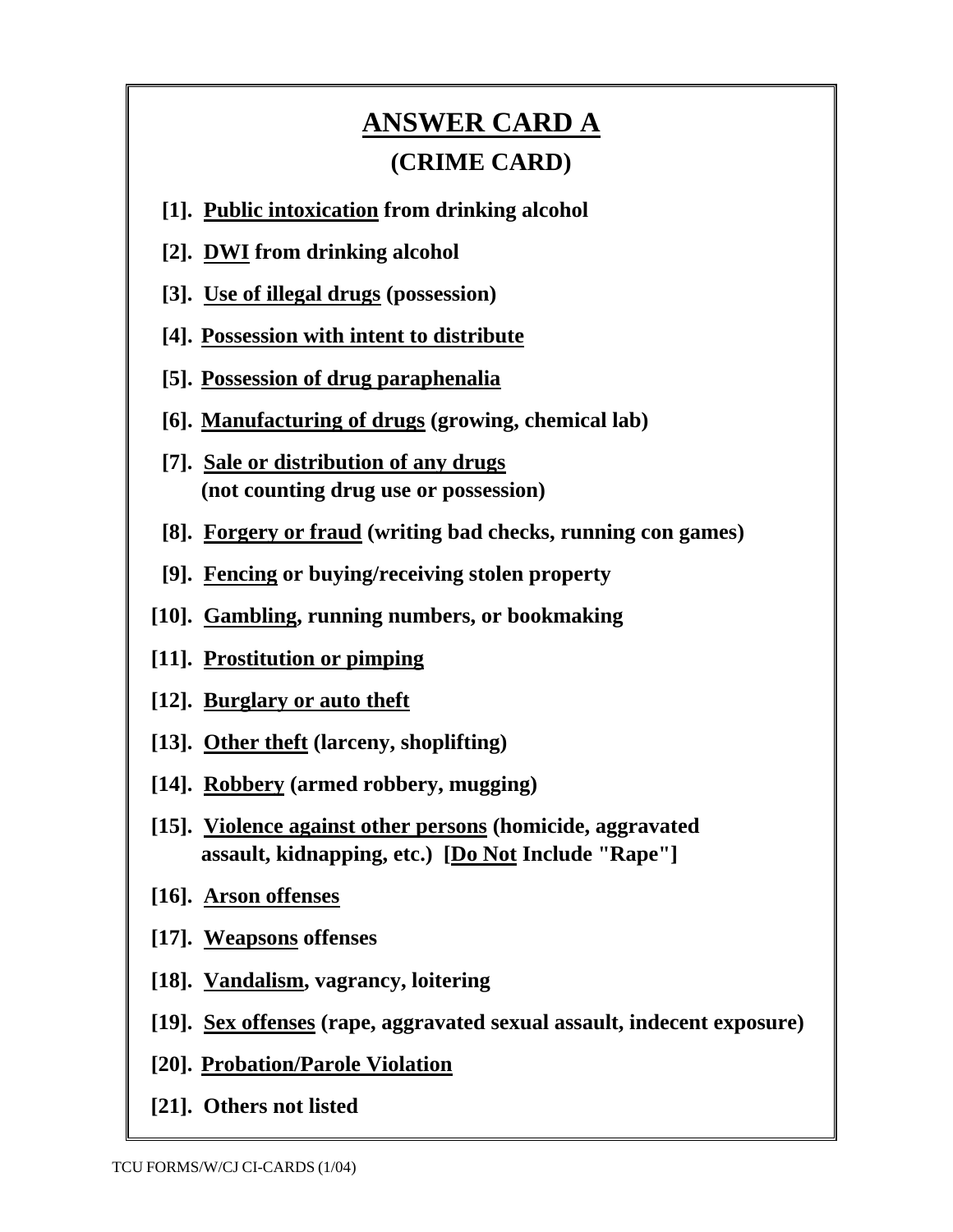# ANSWER CARD A

## (CRIME CARD)

**[1]. Public intoxication from drinking alcohol**

**[2]. DWI from drinking alcohol**

**[3]. Use of illegal drugs (possession)**

**[4]. Possession with intent to distribute**

**[5]. Possession of drug paraphenalia**

**[6]. Manufacturing of drugs (growing, chemical lab)**

**[7]. Sale or distribution of any drugs (not counting drug use or possession)**

**[8]. Forgery or fraud (writing bad checks, running con games)**

**[9]. Fencing or buying/receiving stolen property**

**[10]. Gambling, running numbers, or bookmaking**

**[11]. Prostitution or pimping**

**[12]. Burglary or auto theft**

**[13]. Other theft (larceny, shoplifting)**

**[14]. Robbery (armed robbery, mugging)**

**[15]. Violence against other persons (homicide, aggravated assault, kidnapping, etc.) [Do Not Include "Rape"]**

**[16]. Arson offenses**

**[17]. Weapsons offenses**

**[18]. Vandalism, vagrancy, loitering**

**[19]. Sex offenses (rape, aggravated sexual assault, indecent exposure)**

**[20]. Probation/Parole Violation**

**[21]. Others not listed**

TCU FORMS/W/CJ CI-CARDS (1/04)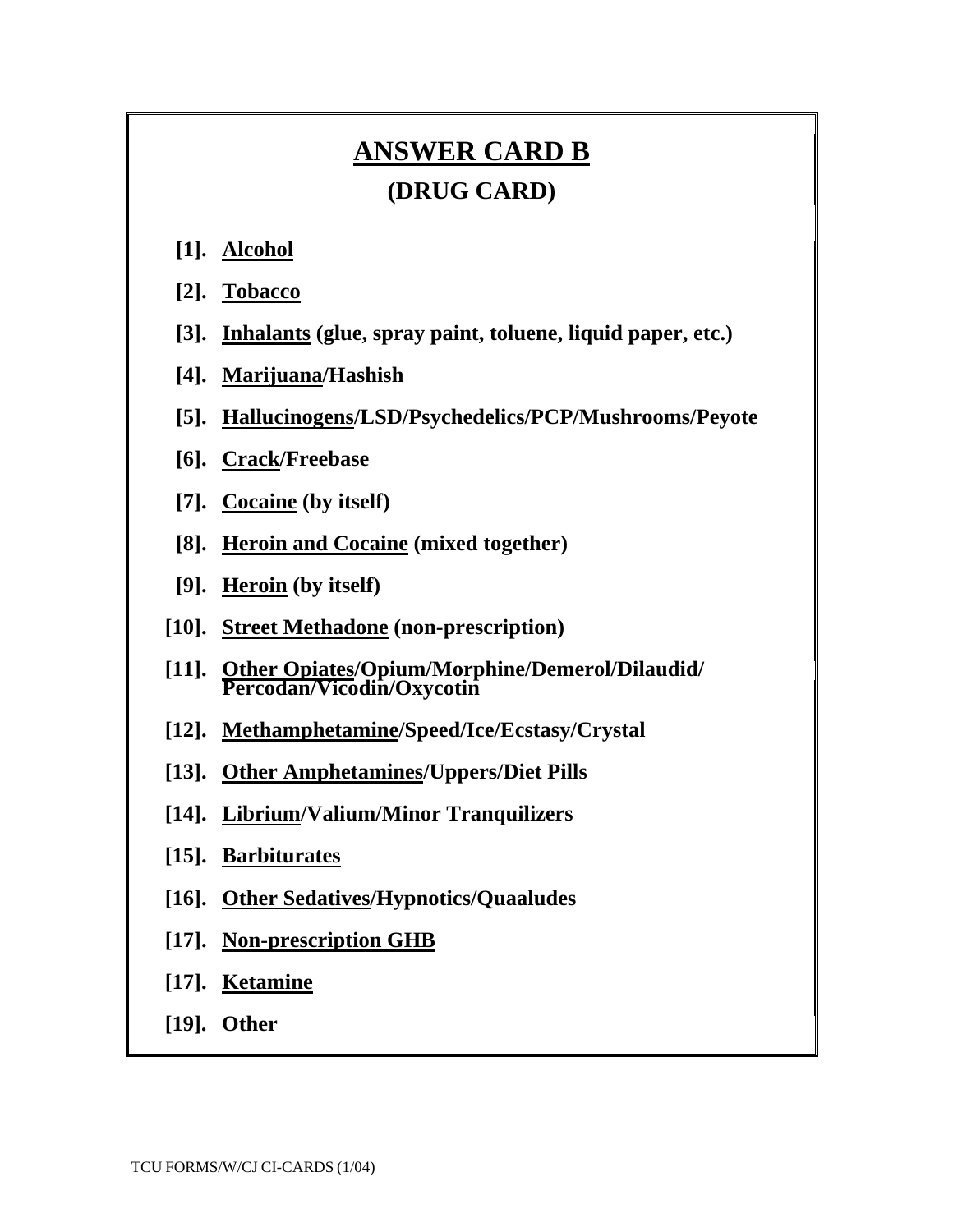# ANSWER CARD B

## (DRUG CARD)

[1]. **Alcohol**

[2]. **Tobacco**

[3]. **Inhalants (glue, spray paint, toluene, liquid paper, etc.)**

[4]. **Marijuana/Hashish**

[5]. **Hallucinogens/LSD/Psychedelics/PCP/Mushrooms/Peyote**

[6]. **Crack/Freebase**

[7]. **Cocaine (by itself)**

[8]. **Heroin and Cocaine (mixed together)**

[9]. **Heroin (by itself)**

[10]. **Street Methadone (non-prescription)**

[11]. **Other Opiates/Opium/Morphine/Demerol/Dilaudid/ Percodan/Vicodin/Oxycotin**

[12]. **Methamphetamine/Speed/Ice/Ecstasy/Crystal**

[13]. **Other Amphetamines/Uppers/Diet Pills**

[14]. **Librium/Valium/Minor Tranquilizers**

[15]. **Barbiturates**

[16]. **Other Sedatives/Hypnotics/Quaaludes**

[17]. **Non-prescription GHB**

[17]. **Ketamine**

[19]. **Other**

TCU FORMS/W/CJ CI-CARDS (1/04)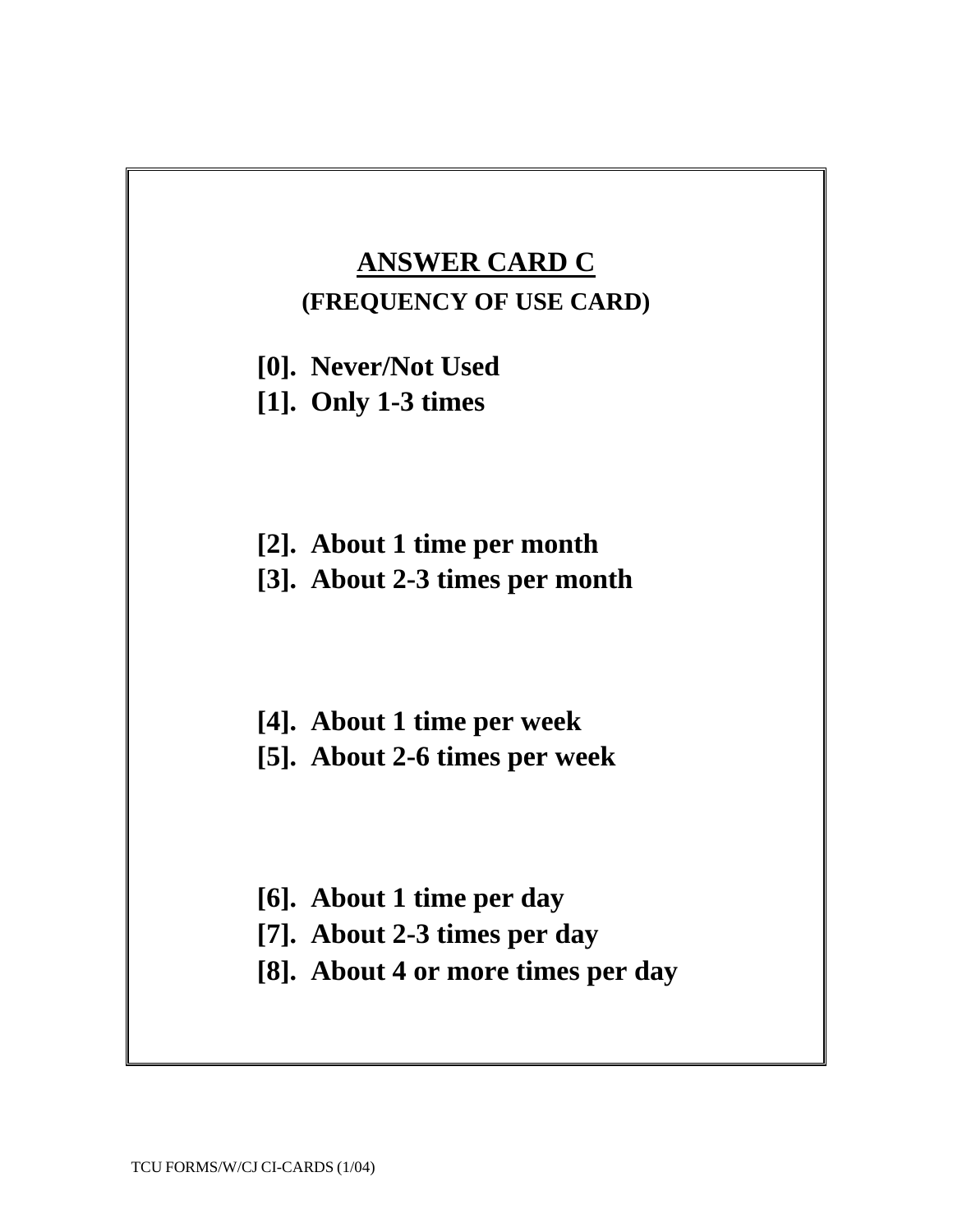## ANSWER CARD C

**(FREQUENCY OF USE CARD)**

**[0]. Never/Not Used**
**[1]. Only 1-3 times**

**[2]. About 1 time per month**
**[3]. About 2-3 times per month**

**[4]. About 1 time per week**
**[5]. About 2-6 times per week**

**[6]. About 1 time per day**
**[7]. About 2-3 times per day**
**[8]. About 4 or more times per day**

TCU FORMS/W/CJ CI-CARDS (1/04)